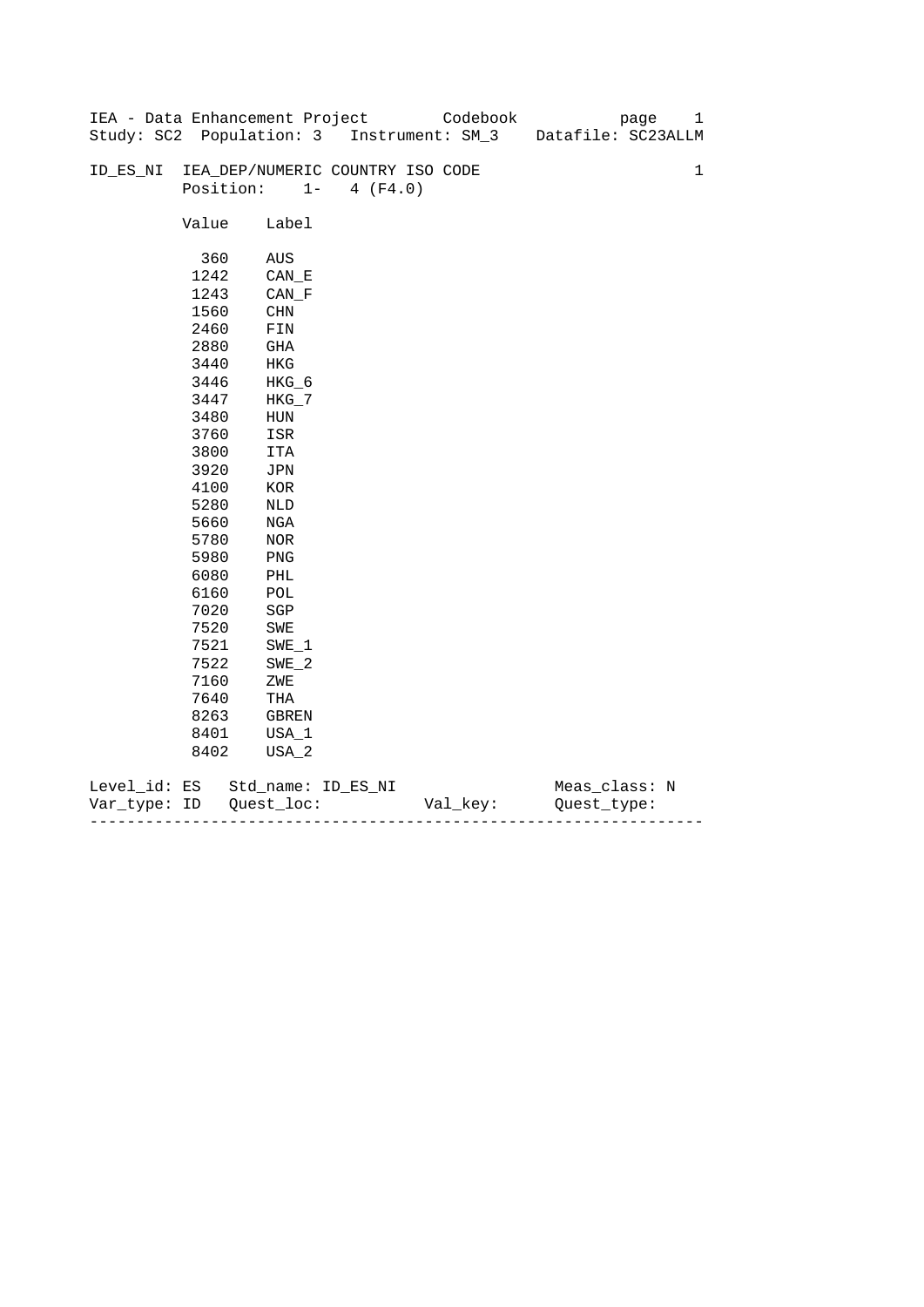IEA - Data Enhancement Project Codebook
Study: SC2 Population: 3 Instrument: SM_3 Datafile: SC23ALLM

ID_ES_NI IEA_DEP/NUMERIC COUNTRY ISO CODE 1
Position: 1- 4 (F4.0)

| Value | Label |
|---|---|
| 360 | AUS |
| 1242 | CAN_E |
| 1243 | CAN_F |
| 1560 | CHN |
| 2460 | FIN |
| 2880 | GHA |
| 3440 | HKG |
| 3446 | HKG_6 |
| 3447 | HKG_7 |
| 3480 | HUN |
| 3760 | ISR |
| 3800 | ITA |
| 3920 | JPN |
| 4100 | KOR |
| 5280 | NLD |
| 5660 | NGA |
| 5780 | NOR |
| 5980 | PNG |
| 6080 | PHL |
| 6160 | POL |
| 7020 | SGP |
| 7520 | SWE |
| 7521 | SWE_1 |
| 7522 | SWE_2 |
| 7160 | ZWE |
| 7640 | THA |
| 8263 | GBREN |
| 8401 | USA_1 |
| 8402 | USA_2 |

Level_id: ES Std_name: ID_ES_NI Meas_class: N
Var_type: ID Quest_loc: Val_key: Quest_type: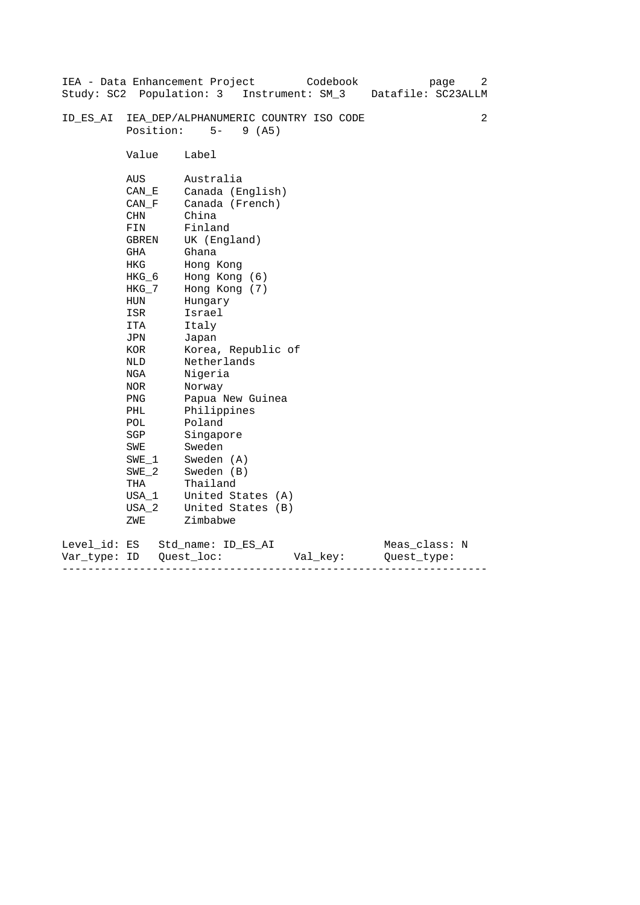ID_ES_AI IEA_DEP/ALPHANUMERIC COUNTRY ISO CODE 2

Position: 5- 9 (A5)

| Value | Label |
|---|---|
| AUS | Australia |
| CAN_E | Canada (English) |
| CAN_F | Canada (French) |
| CHN | China |
| FIN | Finland |
| GBREN | UK (England) |
| GHA | Ghana |
| HKG | Hong Kong |
| HKG_6 | Hong Kong (6) |
| HKG_7 | Hong Kong (7) |
| HUN | Hungary |
| ISR | Israel |
| ITA | Italy |
| JPN | Japan |
| KOR | Korea, Republic of |
| NLD | Netherlands |
| NGA | Nigeria |
| NOR | Norway |
| PNG | Papua New Guinea |
| PHL | Philippines |
| POL | Poland |
| SGP | Singapore |
| SWE | Sweden |
| SWE_1 | Sweden (A) |
| SWE_2 | Sweden (B) |
| THA | Thailand |
| USA_1 | United States (A) |
| USA_2 | United States (B) |
| ZWE | Zimbabwe |

Level_id: ES Std_name: ID_ES_AI Meas_class: N

Var_type: ID Quest_loc: Val_key: Quest_type: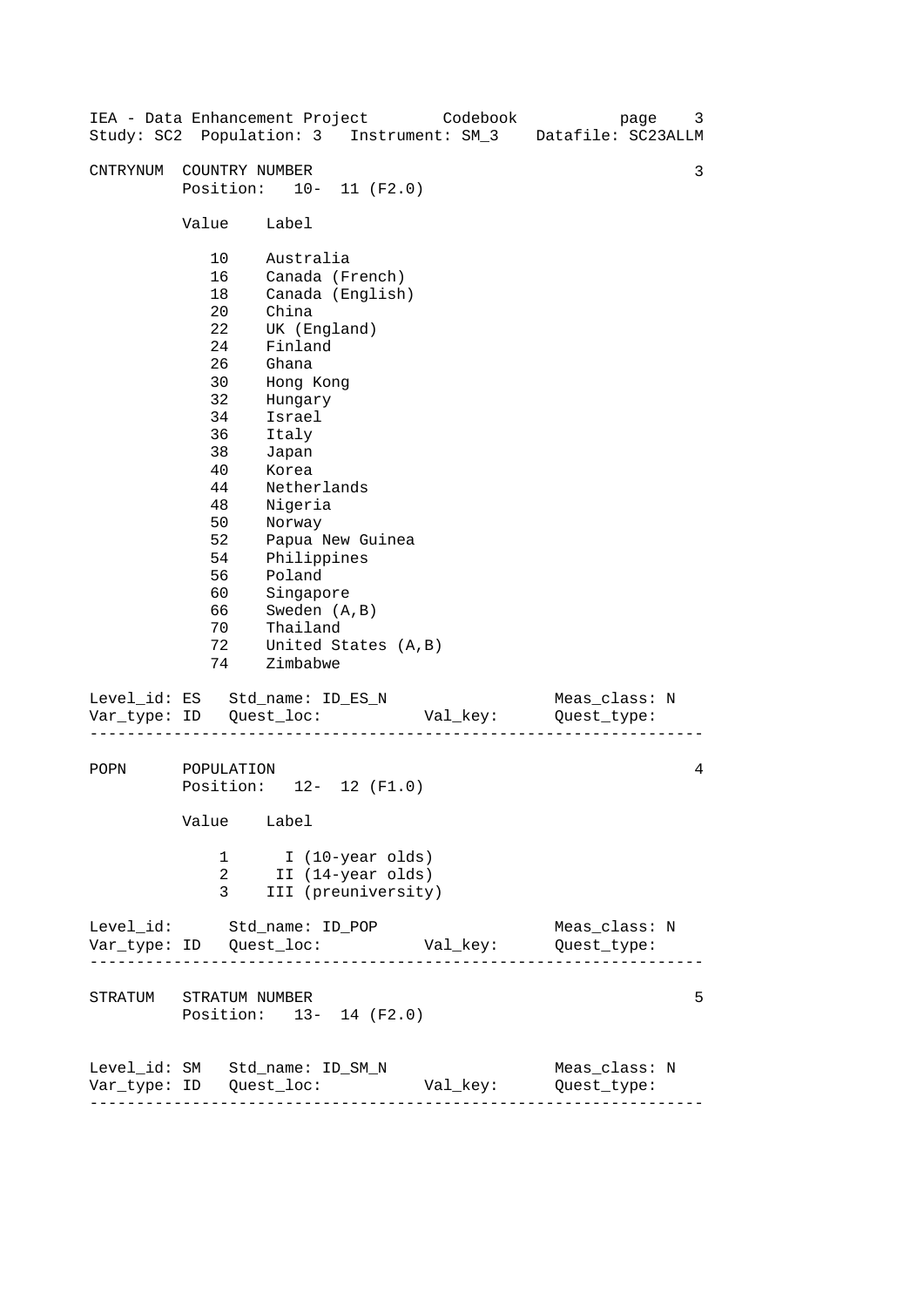IEA - Data Enhancement Project        Codebook
Study: SC2  Population: 3   Instrument: SM_3    Datafile: SC23ALLM

CNTRYNUM   COUNTRY NUMBER                                             3
Position:   10-  11 (F2.0)

| Value | Label |
|---|---|
| 10 | Australia |
| 16 | Canada (French) |
| 18 | Canada (English) |
| 20 | China |
| 22 | UK (England) |
| 24 | Finland |
| 26 | Ghana |
| 30 | Hong Kong |
| 32 | Hungary |
| 34 | Israel |
| 36 | Italy |
| 38 | Japan |
| 40 | Korea |
| 44 | Netherlands |
| 48 | Nigeria |
| 50 | Norway |
| 52 | Papua New Guinea |
| 54 | Philippines |
| 56 | Poland |
| 60 | Singapore |
| 66 | Sweden (A,B) |
| 70 | Thailand |
| 72 | United States (A,B) |
| 74 | Zimbabwe |

Level_id: ES   Std_name: ID_ES_N                    Meas_class: N
Var_type: ID   Quest_loc:            Val_key:       Quest_type:

---

POPN       POPULATION                                                 4
Position:   12-  12 (F1.0)

| Value | Label |
|---|---|
| 1 | I (10-year olds) |
| 2 | II (14-year olds) |
| 3 | III (preuniversity) |

Level_id:      Std_name: ID_POP                     Meas_class: N
Var_type: ID   Quest_loc:            Val_key:       Quest_type:

---

STRATUM    STRATUM NUMBER                                             5
Position:   13-  14 (F2.0)

Level_id: SM   Std_name: ID_SM_N                    Meas_class: N
Var_type: ID   Quest_loc:            Val_key:       Quest_type:

---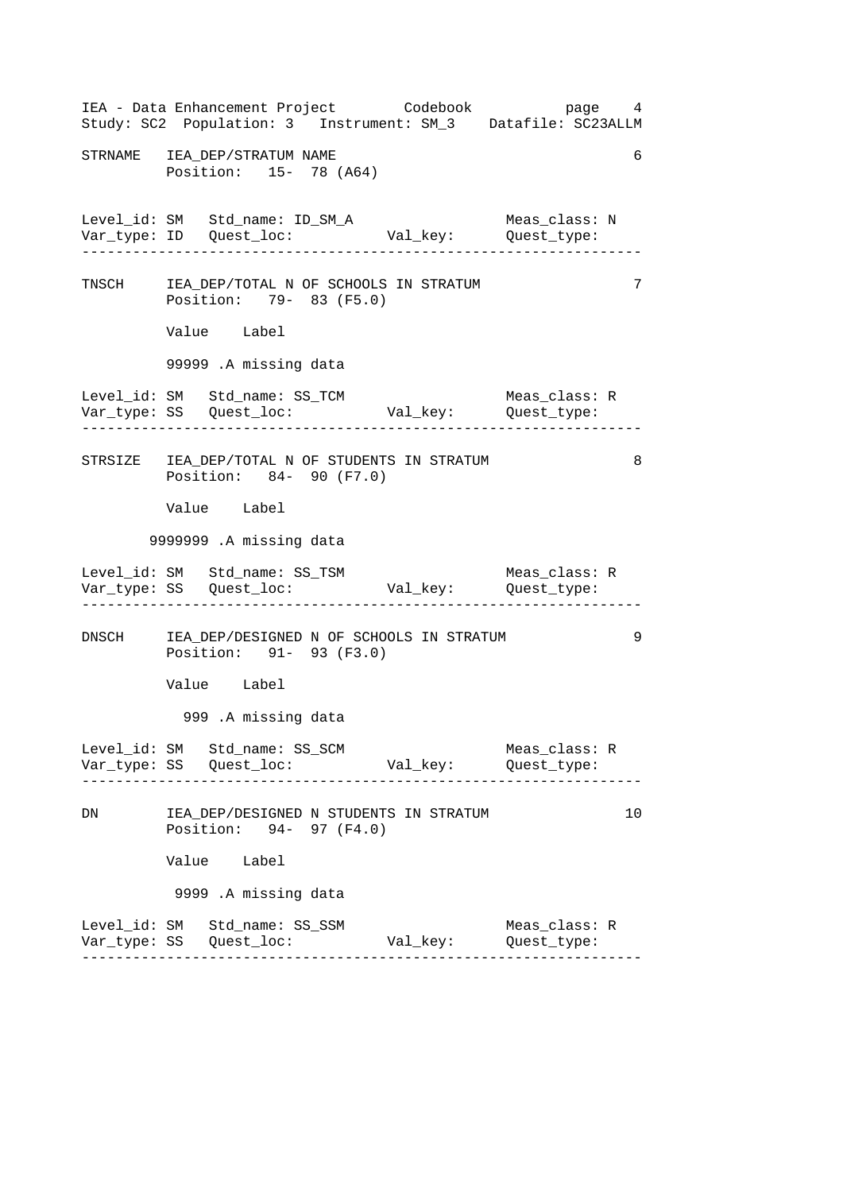```
STRNAME   IEA_DEP/STRATUM NAME                                       6
          Position:   15- 78 (A64)


Level_id: SM   Std_name: ID_SM_A                  Meas_class: N
Var_type: ID   Quest_loc:          Val_key:       Quest_type:
-----------------------------------------------------------------

TNSCH     IEA_DEP/TOTAL N OF SCHOOLS IN STRATUM                      7
          Position:   79- 83 (F5.0)

          Value    Label

          99999 .A missing data

Level_id: SM   Std_name: SS_TCM                   Meas_class: R
Var_type: SS   Quest_loc:          Val_key:       Quest_type:
-----------------------------------------------------------------

STRSIZE   IEA_DEP/TOTAL N OF STUDENTS IN STRATUM                     8
          Position:   84- 90 (F7.0)

          Value    Label

        9999999 .A missing data

Level_id: SM   Std_name: SS_TSM                   Meas_class: R
Var_type: SS   Quest_loc:          Val_key:       Quest_type:
-----------------------------------------------------------------

DNSCH     IEA_DEP/DESIGNED N OF SCHOOLS IN STRATUM                   9
          Position:   91- 93 (F3.0)

          Value    Label

            999 .A missing data

Level_id: SM   Std_name: SS_SCM                   Meas_class: R
Var_type: SS   Quest_loc:          Val_key:       Quest_type:
-----------------------------------------------------------------

DN        IEA_DEP/DESIGNED N STUDENTS IN STRATUM                    10
          Position:   94- 97 (F4.0)

          Value    Label

           9999 .A missing data

Level_id: SM   Std_name: SS_SSM                   Meas_class: R
Var_type: SS   Quest_loc:          Val_key:       Quest_type:
-----------------------------------------------------------------
```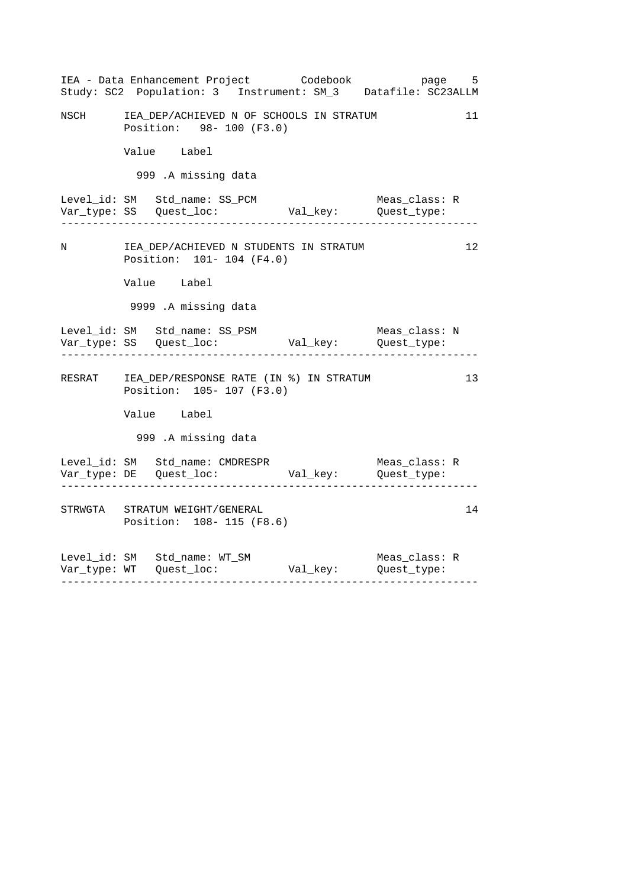NSCH IEA_DEP/ACHIEVED N OF SCHOOLS IN STRATUM 11
Position: 98- 100 (F3.0)

Value Label

999 .A missing data

Level_id: SM Std_name: SS_PCM Meas_class: R
Var_type: SS Quest_loc: Val_key: Quest_type:

---

N IEA_DEP/ACHIEVED N STUDENTS IN STRATUM 12
Position: 101- 104 (F4.0)

Value Label

9999 .A missing data

Level_id: SM Std_name: SS_PSM Meas_class: N
Var_type: SS Quest_loc: Val_key: Quest_type:

---

RESRAT IEA_DEP/RESPONSE RATE (IN %) IN STRATUM 13
Position: 105- 107 (F3.0)

Value Label

999 .A missing data

Level_id: SM Std_name: CMDRESPR Meas_class: R
Var_type: DE Quest_loc: Val_key: Quest_type:

---

STRWGTA STRATUM WEIGHT/GENERAL 14
Position: 108- 115 (F8.6)

Level_id: SM Std_name: WT_SM Meas_class: R
Var_type: WT Quest_loc: Val_key: Quest_type:

---